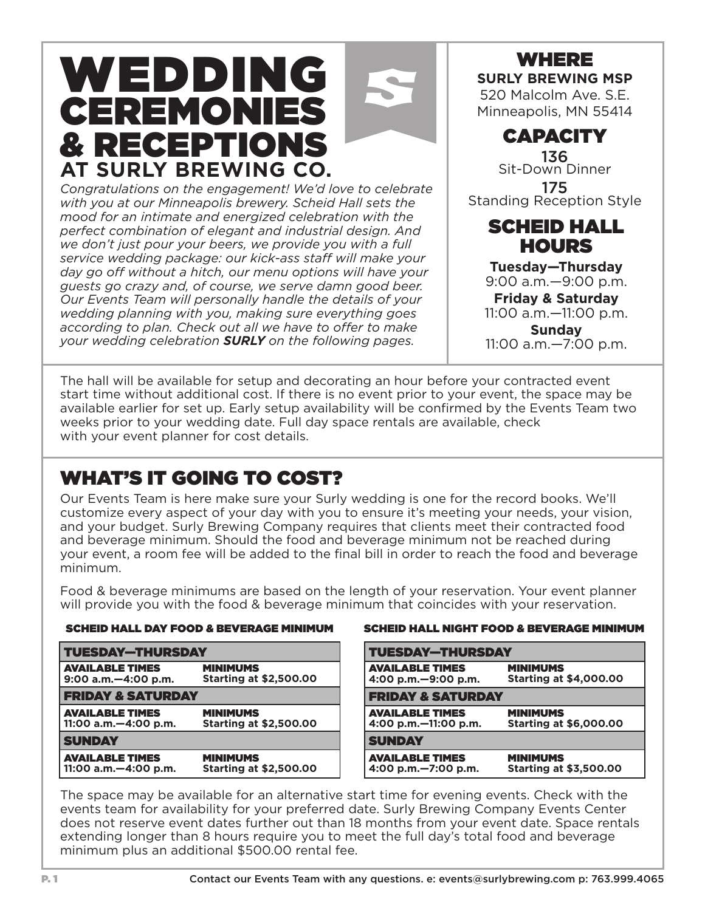# WEDDING CEREMONIES & RECEPTIONS

## AT SURLY BREWING CO.

*Congratulations on the engagement! We'd love to celebrate with you at our Minneapolis brewery. Scheid Hall sets the mood for an intimate and energized celebration with the perfect combination of elegant and industrial design. And we don't just pour your beers, we provide you with a full service wedding package: our kick-ass staff will make your day go off without a hitch, our menu options will have your guests go crazy and, of course, we serve damn good beer. Our Events Team will personally handle the details of your wedding planning with you, making sure everything goes according to plan. Check out all we have to offer to make your wedding celebration* ***SURLY*** *on the following pages.*

## WHERE

**SURLY BREWING MSP**
520 Malcolm Ave. S.E.
Minneapolis, MN 55414

## CAPACITY

**136**
Sit-Down Dinner

**175**
Standing Reception Style

## SCHEID HALL HOURS

**Tuesday—Thursday**
9:00 a.m.—9:00 p.m.

**Friday & Saturday**
11:00 a.m.—11:00 p.m.

**Sunday**
11:00 a.m.—7:00 p.m.

The hall will be available for setup and decorating an hour before your contracted event start time without additional cost. If there is no event prior to your event, the space may be available earlier for set up. Early setup availability will be confirmed by the Events Team two weeks prior to your wedding date. Full day space rentals are available, check with your event planner for cost details.

## WHAT'S IT GOING TO COST?

Our Events Team is here make sure your Surly wedding is one for the record books. We'll customize every aspect of your day with you to ensure it's meeting your needs, your vision, and your budget. Surly Brewing Company requires that clients meet their contracted food and beverage minimum. Should the food and beverage minimum not be reached during your event, a room fee will be added to the final bill in order to reach the food and beverage minimum.

Food & beverage minimums are based on the length of your reservation. Your event planner will provide you with the food & beverage minimum that coincides with your reservation.

### SCHEID HALL DAY FOOD & BEVERAGE MINIMUM

| **TUESDAY—THURSDAY** | |
|---|---|
| **AVAILABLE TIMES** 9:00 a.m.—4:00 p.m. | **MINIMUMS** Starting at $2,500.00 |
| **FRIDAY & SATURDAY** | |
| **AVAILABLE TIMES** 11:00 a.m.—4:00 p.m. | **MINIMUMS** Starting at $2,500.00 |
| **SUNDAY** | |
| **AVAILABLE TIMES** 11:00 a.m.—4:00 p.m. | **MINIMUMS** Starting at $2,500.00 |

### SCHEID HALL NIGHT FOOD & BEVERAGE MINIMUM

| **TUESDAY—THURSDAY** | |
|---|---|
| **AVAILABLE TIMES** 4:00 p.m.—9:00 p.m. | **MINIMUMS** Starting at $4,000.00 |
| **FRIDAY & SATURDAY** | |
| **AVAILABLE TIMES** 4:00 p.m.—11:00 p.m. | **MINIMUMS** Starting at $6,000.00 |
| **SUNDAY** | |
| **AVAILABLE TIMES** 4:00 p.m.—7:00 p.m. | **MINIMUMS** Starting at $3,500.00 |

The space may be available for an alternative start time for evening events. Check with the events team for availability for your preferred date. Surly Brewing Company Events Center does not reserve event dates further out than 18 months from your event date. Space rentals extending longer than 8 hours require you to meet the full day's total food and beverage minimum plus an additional $500.00 rental fee.

Contact our Events Team with any questions. e: events@surlybrewing.com p: 763.999.4065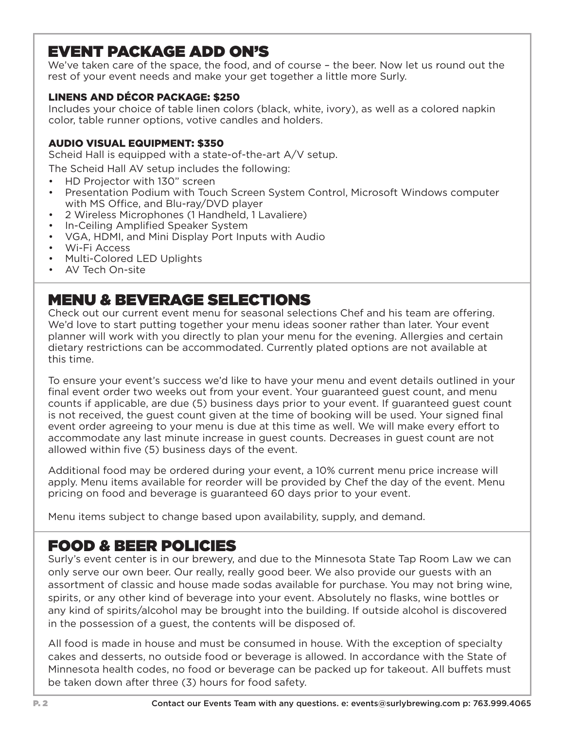## EVENT PACKAGE ADD ON'S

We've taken care of the space, the food, and of course – the beer. Now let us round out the rest of your event needs and make your get together a little more Surly.

### LINENS AND DÉCOR PACKAGE: $250

Includes your choice of table linen colors (black, white, ivory), as well as a colored napkin color, table runner options, votive candles and holders.

### AUDIO VISUAL EQUIPMENT: $350

Scheid Hall is equipped with a state-of-the-art A/V setup.

The Scheid Hall AV setup includes the following:

- HD Projector with 130" screen
- Presentation Podium with Touch Screen System Control, Microsoft Windows computer with MS Office, and Blu-ray/DVD player
- 2 Wireless Microphones (1 Handheld, 1 Lavaliere)
- In-Ceiling Amplified Speaker System
- VGA, HDMI, and Mini Display Port Inputs with Audio
- Wi-Fi Access
- Multi-Colored LED Uplights
- AV Tech On-site

## MENU & BEVERAGE SELECTIONS

Check out our current event menu for seasonal selections Chef and his team are offering. We'd love to start putting together your menu ideas sooner rather than later. Your event planner will work with you directly to plan your menu for the evening. Allergies and certain dietary restrictions can be accommodated. Currently plated options are not available at this time.

To ensure your event's success we'd like to have your menu and event details outlined in your final event order two weeks out from your event. Your guaranteed guest count, and menu counts if applicable, are due (5) business days prior to your event. If guaranteed guest count is not received, the guest count given at the time of booking will be used. Your signed final event order agreeing to your menu is due at this time as well. We will make every effort to accommodate any last minute increase in guest counts. Decreases in guest count are not allowed within five (5) business days of the event.

Additional food may be ordered during your event, a 10% current menu price increase will apply. Menu items available for reorder will be provided by Chef the day of the event. Menu pricing on food and beverage is guaranteed 60 days prior to your event.

Menu items subject to change based upon availability, supply, and demand.

## FOOD & BEER POLICIES

Surly's event center is in our brewery, and due to the Minnesota State Tap Room Law we can only serve our own beer. Our really, really good beer. We also provide our guests with an assortment of classic and house made sodas available for purchase. You may not bring wine, spirits, or any other kind of beverage into your event. Absolutely no flasks, wine bottles or any kind of spirits/alcohol may be brought into the building. If outside alcohol is discovered in the possession of a guest, the contents will be disposed of.

All food is made in house and must be consumed in house. With the exception of specialty cakes and desserts, no outside food or beverage is allowed. In accordance with the State of Minnesota health codes, no food or beverage can be packed up for takeout. All buffets must be taken down after three (3) hours for food safety.

Contact our Events Team with any questions. e: events@surlybrewing.com p: 763.999.4065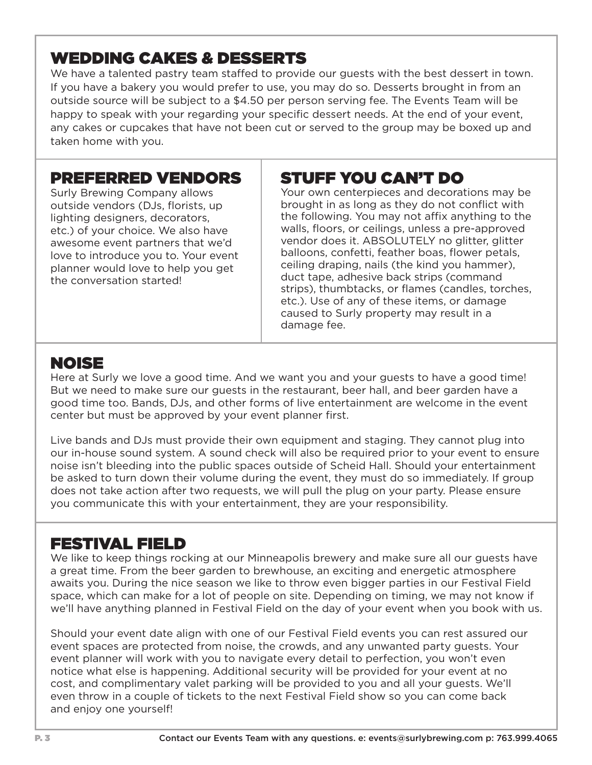## WEDDING CAKES & DESSERTS

We have a talented pastry team staffed to provide our guests with the best dessert in town. If you have a bakery you would prefer to use, you may do so. Desserts brought in from an outside source will be subject to a $4.50 per person serving fee. The Events Team will be happy to speak with your regarding your specific dessert needs. At the end of your event, any cakes or cupcakes that have not been cut or served to the group may be boxed up and taken home with you.

## PREFERRED VENDORS

Surly Brewing Company allows outside vendors (DJs, florists, up lighting designers, decorators, etc.) of your choice. We also have awesome event partners that we'd love to introduce you to. Your event planner would love to help you get the conversation started!

## STUFF YOU CAN'T DO

Your own centerpieces and decorations may be brought in as long as they do not conflict with the following. You may not affix anything to the walls, floors, or ceilings, unless a pre-approved vendor does it. ABSOLUTELY no glitter, glitter balloons, confetti, feather boas, flower petals, ceiling draping, nails (the kind you hammer), duct tape, adhesive back strips (command strips), thumbtacks, or flames (candles, torches, etc.). Use of any of these items, or damage caused to Surly property may result in a damage fee.

## NOISE

Here at Surly we love a good time. And we want you and your guests to have a good time! But we need to make sure our guests in the restaurant, beer hall, and beer garden have a good time too. Bands, DJs, and other forms of live entertainment are welcome in the event center but must be approved by your event planner first.

Live bands and DJs must provide their own equipment and staging. They cannot plug into our in-house sound system. A sound check will also be required prior to your event to ensure noise isn't bleeding into the public spaces outside of Scheid Hall. Should your entertainment be asked to turn down their volume during the event, they must do so immediately. If group does not take action after two requests, we will pull the plug on your party. Please ensure you communicate this with your entertainment, they are your responsibility.

## FESTIVAL FIELD

We like to keep things rocking at our Minneapolis brewery and make sure all our guests have a great time. From the beer garden to brewhouse, an exciting and energetic atmosphere awaits you. During the nice season we like to throw even bigger parties in our Festival Field space, which can make for a lot of people on site. Depending on timing, we may not know if we'll have anything planned in Festival Field on the day of your event when you book with us.

Should your event date align with one of our Festival Field events you can rest assured our event spaces are protected from noise, the crowds, and any unwanted party guests. Your event planner will work with you to navigate every detail to perfection, you won't even notice what else is happening. Additional security will be provided for your event at no cost, and complimentary valet parking will be provided to you and all your guests. We'll even throw in a couple of tickets to the next Festival Field show so you can come back and enjoy one yourself!

Contact our Events Team with any questions. e: events@surlybrewing.com p: 763.999.4065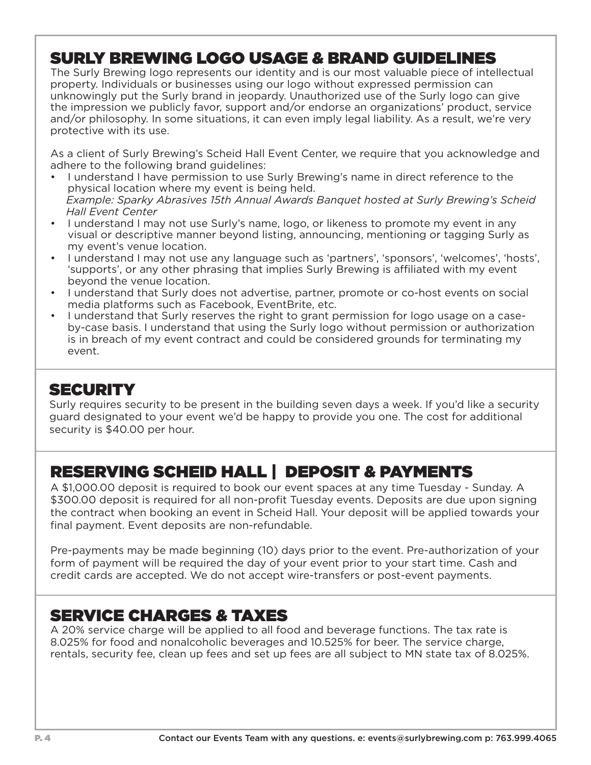## SURLY BREWING LOGO USAGE & BRAND GUIDELINES

The Surly Brewing logo represents our identity and is our most valuable piece of intellectual property. Individuals or businesses using our logo without expressed permission can unknowingly put the Surly brand in jeopardy. Unauthorized use of the Surly logo can give the impression we publicly favor, support and/or endorse an organizations' product, service and/or philosophy. In some situations, it can even imply legal liability. As a result, we're very protective with its use.

As a client of Surly Brewing's Scheid Hall Event Center, we require that you acknowledge and adhere to the following brand guidelines:

- I understand I have permission to use Surly Brewing's name in direct reference to the physical location where my event is being held.
  *Example: Sparky Abrasives 15th Annual Awards Banquet hosted at Surly Brewing's Scheid Hall Event Center*
- I understand I may not use Surly's name, logo, or likeness to promote my event in any visual or descriptive manner beyond listing, announcing, mentioning or tagging Surly as my event's venue location.
- I understand I may not use any language such as 'partners', 'sponsors', 'welcomes', 'hosts', 'supports', or any other phrasing that implies Surly Brewing is affiliated with my event beyond the venue location.
- I understand that Surly does not advertise, partner, promote or co-host events on social media platforms such as Facebook, EventBrite, etc.
- I understand that Surly reserves the right to grant permission for logo usage on a case-by-case basis. I understand that using the Surly logo without permission or authorization is in breach of my event contract and could be considered grounds for terminating my event.

## SECURITY

Surly requires security to be present in the building seven days a week. If you'd like a security guard designated to your event we'd be happy to provide you one. The cost for additional security is $40.00 per hour.

## RESERVING SCHEID HALL | DEPOSIT & PAYMENTS

A $1,000.00 deposit is required to book our event spaces at any time Tuesday - Sunday. A $300.00 deposit is required for all non-profit Tuesday events. Deposits are due upon signing the contract when booking an event in Scheid Hall. Your deposit will be applied towards your final payment. Event deposits are non-refundable.

Pre-payments may be made beginning (10) days prior to the event. Pre-authorization of your form of payment will be required the day of your event prior to your start time. Cash and credit cards are accepted. We do not accept wire-transfers or post-event payments.

## SERVICE CHARGES & TAXES

A 20% service charge will be applied to all food and beverage functions. The tax rate is 8.025% for food and nonalcoholic beverages and 10.525% for beer. The service charge, rentals, security fee, clean up fees and set up fees are all subject to MN state tax of 8.025%.

Contact our Events Team with any questions. e: events@surlybrewing.com p: 763.999.4065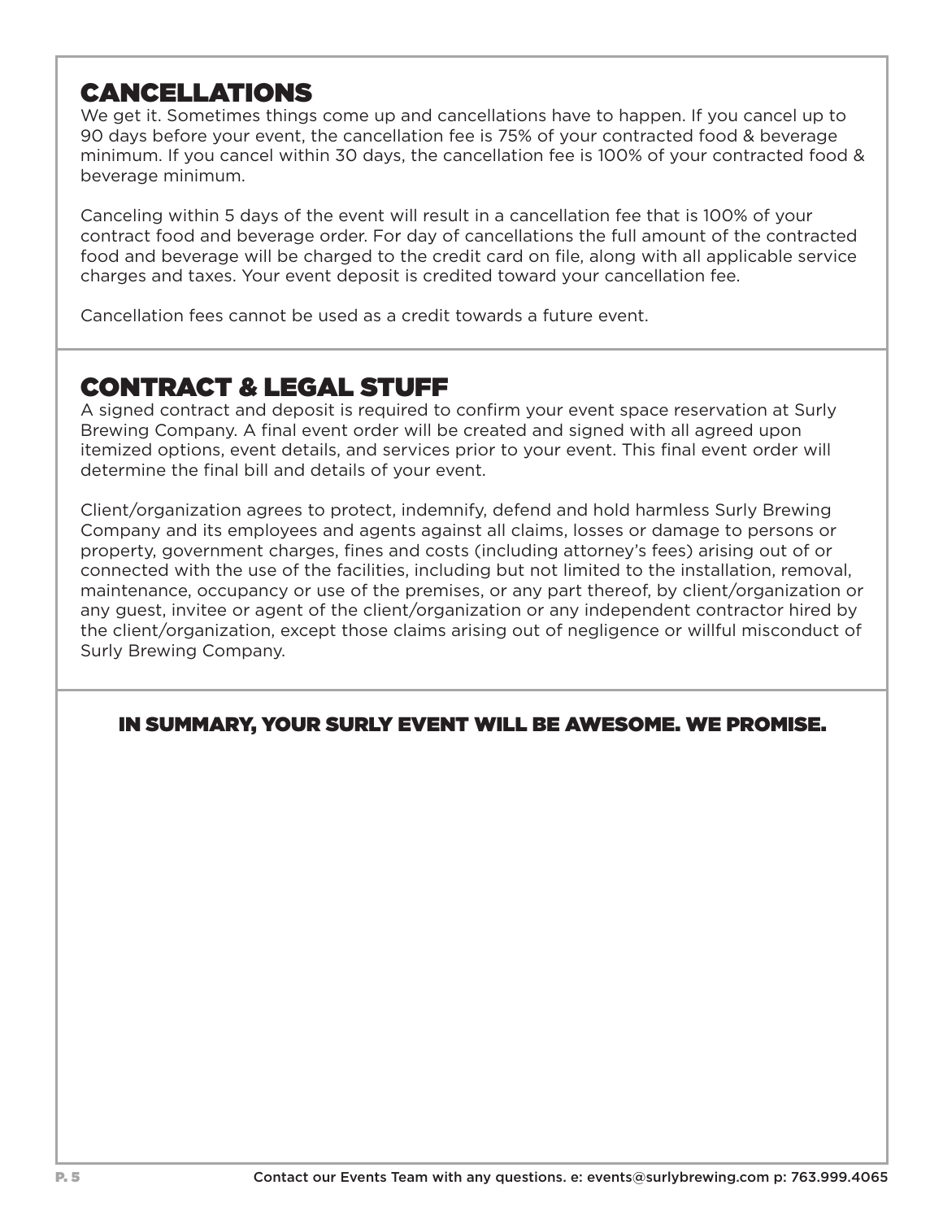## CANCELLATIONS

We get it. Sometimes things come up and cancellations have to happen. If you cancel up to 90 days before your event, the cancellation fee is 75% of your contracted food & beverage minimum. If you cancel within 30 days, the cancellation fee is 100% of your contracted food & beverage minimum.

Canceling within 5 days of the event will result in a cancellation fee that is 100% of your contract food and beverage order. For day of cancellations the full amount of the contracted food and beverage will be charged to the credit card on file, along with all applicable service charges and taxes. Your event deposit is credited toward your cancellation fee.

Cancellation fees cannot be used as a credit towards a future event.

## CONTRACT & LEGAL STUFF

A signed contract and deposit is required to confirm your event space reservation at Surly Brewing Company. A final event order will be created and signed with all agreed upon itemized options, event details, and services prior to your event. This final event order will determine the final bill and details of your event.

Client/organization agrees to protect, indemnify, defend and hold harmless Surly Brewing Company and its employees and agents against all claims, losses or damage to persons or property, government charges, fines and costs (including attorney's fees) arising out of or connected with the use of the facilities, including but not limited to the installation, removal, maintenance, occupancy or use of the premises, or any part thereof, by client/organization or any guest, invitee or agent of the client/organization or any independent contractor hired by the client/organization, except those claims arising out of negligence or willful misconduct of Surly Brewing Company.

**IN SUMMARY, YOUR SURLY EVENT WILL BE AWESOME. WE PROMISE.**

Contact our Events Team with any questions. e: events@surlybrewing.com p: 763.999.4065